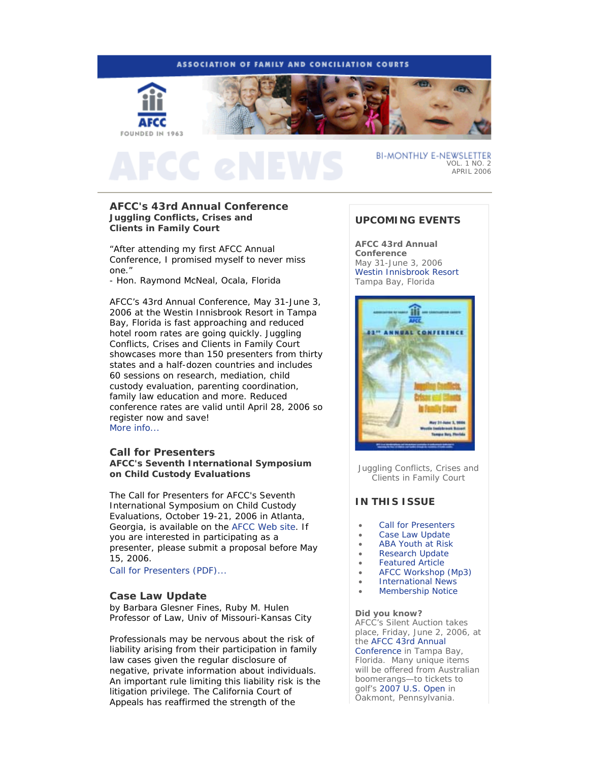ASSOCIATION OF FAMILY AND CONCILIATION COURTS

AFCC
FOUNDED IN 1963

# AFCC eNEWS

BI-MONTHLY E-NEWSLETTER
VOL. 1 NO. 2
APRIL 2006

## AFCC's 43rd Annual Conference

**Juggling Conflicts, Crises and Clients in Family Court**

"After attending my first AFCC Annual Conference, I promised myself to never miss one."
- Hon. Raymond McNeal, Ocala, Florida

AFCC's 43rd Annual Conference, May 31-June 3, 2006 at the Westin Innisbrook Resort in Tampa Bay, Florida is fast approaching and reduced hotel room rates are going quickly. Juggling Conflicts, Crises and Clients in Family Court showcases more than 150 presenters from thirty states and a half-dozen countries and includes 60 sessions on research, mediation, child custody evaluation, parenting coordination, family law education and more. Reduced conference rates are valid until April 28, 2006 so register now and save!
More info...

## Call for Presenters

**AFCC's Seventh International Symposium on Child Custody Evaluations**

The Call for Presenters for AFCC's Seventh International Symposium on Child Custody Evaluations, October 19-21, 2006 in Atlanta, Georgia, is available on the AFCC Web site. If you are interested in participating as a presenter, please submit a proposal before May 15, 2006.
Call for Presenters (PDF)...

## Case Law Update

by Barbara Glesner Fines, Ruby M. Hulen Professor of Law, Univ of Missouri-Kansas City

Professionals may be nervous about the risk of liability arising from their participation in family law cases given the regular disclosure of negative, private information about individuals. An important rule limiting this liability risk is the litigation privilege. The California Court of Appeals has reaffirmed the strength of the

## UPCOMING EVENTS

**AFCC 43rd Annual Conference**
May 31-June 3, 2006
Westin Innisbrook Resort
Tampa Bay, Florida

Juggling Conflicts, Crises and Clients in Family Court

## IN THIS ISSUE

- Call for Presenters
- Case Law Update
- ABA Youth at Risk
- Research Update
- Featured Article
- AFCC Workshop (Mp3)
- International News
- Membership Notice

**Did you know?**
AFCC's Silent Auction takes place, Friday, June 2, 2006, at the AFCC 43rd Annual Conference in Tampa Bay, Florida. Many unique items will be offered from Australian boomerangs—to tickets to golf's 2007 U.S. Open in Oakmont, Pennsylvania.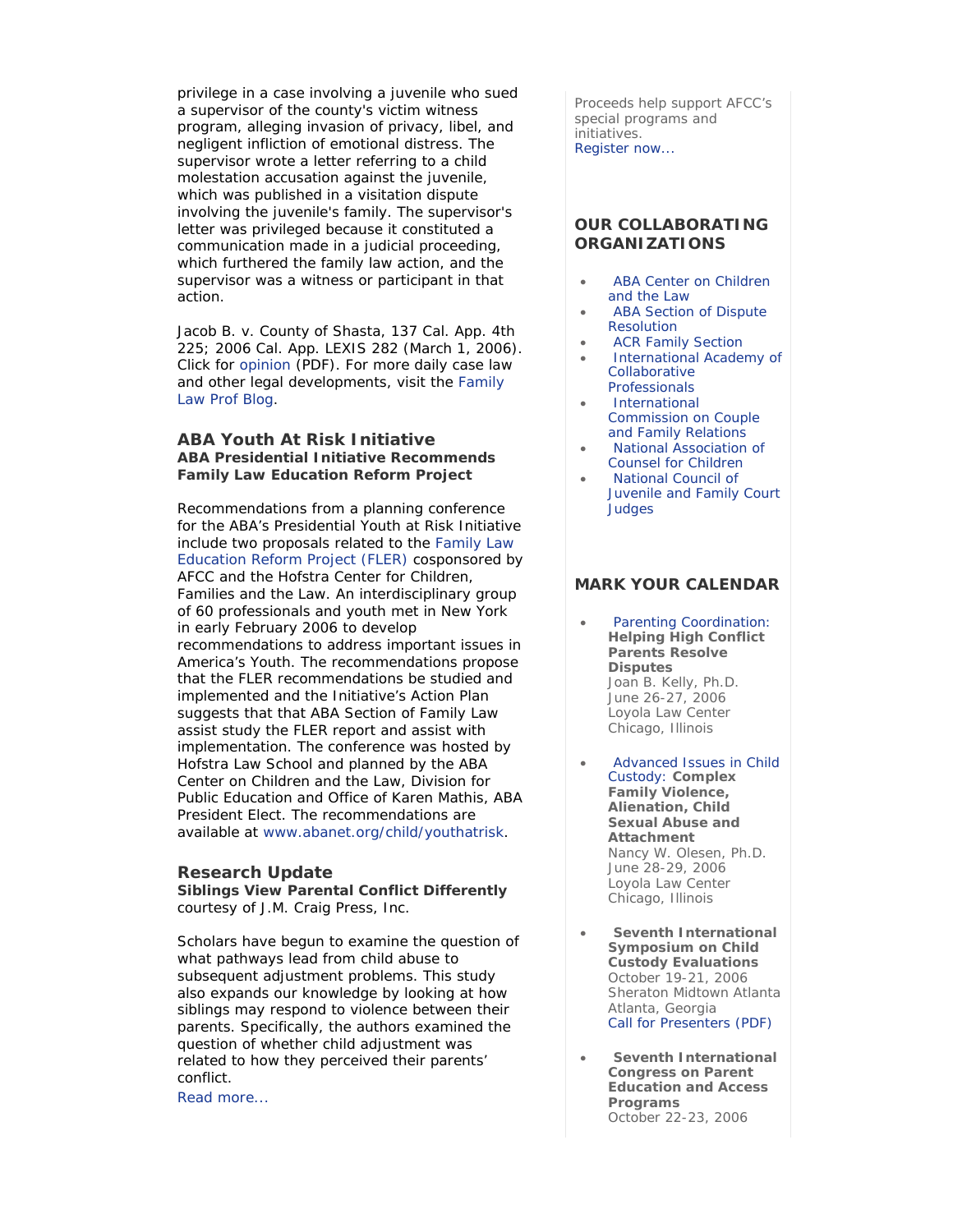privilege in a case involving a juvenile who sued a supervisor of the county's victim witness program, alleging invasion of privacy, libel, and negligent infliction of emotional distress. The supervisor wrote a letter referring to a child molestation accusation against the juvenile, which was published in a visitation dispute involving the juvenile's family. The supervisor's letter was privileged because it constituted a communication made in a judicial proceeding, which furthered the family law action, and the supervisor was a witness or participant in that action.

Jacob B. v. County of Shasta, 137 Cal. App. 4th 225; 2006 Cal. App. LEXIS 282 (March 1, 2006). Click for opinion (PDF). For more daily case law and other legal developments, visit the Family Law Prof Blog.

## ABA Youth At Risk Initiative

**ABA Presidential Initiative Recommends Family Law Education Reform Project**

Recommendations from a planning conference for the ABA's Presidential Youth at Risk Initiative include two proposals related to the Family Law Education Reform Project (FLER) cosponsored by AFCC and the Hofstra Center for Children, Families and the Law. An interdisciplinary group of 60 professionals and youth met in New York in early February 2006 to develop recommendations to address important issues in America's Youth. The recommendations propose that the FLER recommendations be studied and implemented and the Initiative's Action Plan suggests that that ABA Section of Family Law assist study the FLER report and assist with implementation. The conference was hosted by Hofstra Law School and planned by the ABA Center on Children and the Law, Division for Public Education and Office of Karen Mathis, ABA President Elect. The recommendations are available at www.abanet.org/child/youthatrisk.

## Research Update

**Siblings View Parental Conflict Differently**
courtesy of J.M. Craig Press, Inc.

Scholars have begun to examine the question of what pathways lead from child abuse to subsequent adjustment problems. This study also expands our knowledge by looking at how siblings may respond to violence between their parents. Specifically, the authors examined the question of whether child adjustment was related to how they perceived their parents' conflict.

Read more...

Proceeds help support AFCC's special programs and initiatives.
Register now...

## OUR COLLABORATING ORGANIZATIONS

- ABA Center on Children and the Law
- ABA Section of Dispute Resolution
- ACR Family Section
- International Academy of Collaborative Professionals
- International Commission on Couple and Family Relations
- National Association of Counsel for Children
- National Council of Juvenile and Family Court Judges

## MARK YOUR CALENDAR

- Parenting Coordination: **Helping High Conflict Parents Resolve Disputes**
  Joan B. Kelly, Ph.D.
  June 26-27, 2006
  Loyola Law Center
  Chicago, Illinois

- Advanced Issues in Child Custody: **Complex Family Violence, Alienation, Child Sexual Abuse and Attachment**
  Nancy W. Olesen, Ph.D.
  June 28-29, 2006
  Loyola Law Center
  Chicago, Illinois

- **Seventh International Symposium on Child Custody Evaluations**
  October 19-21, 2006
  Sheraton Midtown Atlanta
  Atlanta, Georgia
  Call for Presenters (PDF)

- **Seventh International Congress on Parent Education and Access Programs**
  October 22-23, 2006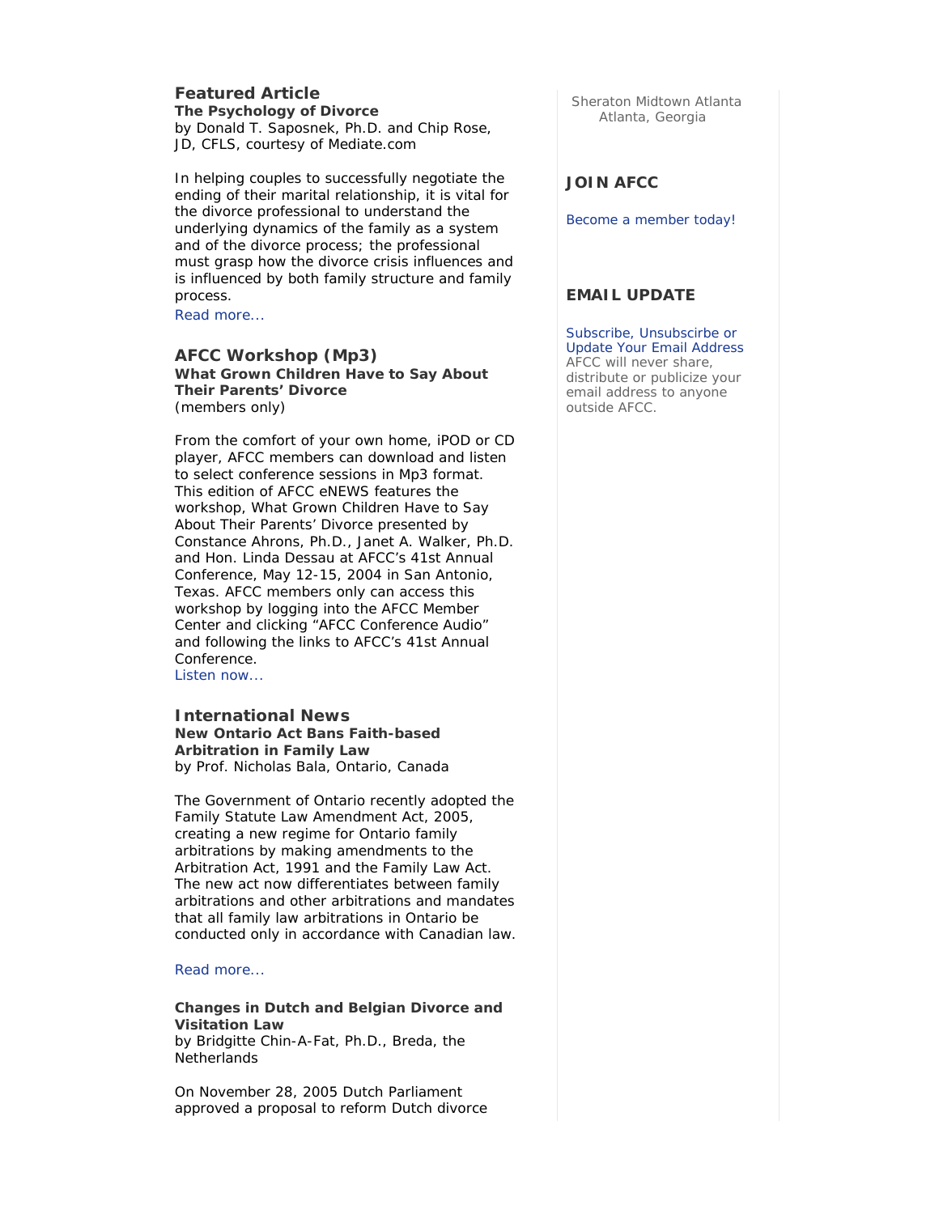## Featured Article

**The Psychology of Divorce**
by Donald T. Saposnek, Ph.D. and Chip Rose, JD, CFLS, courtesy of Mediate.com

In helping couples to successfully negotiate the ending of their marital relationship, it is vital for the divorce professional to understand the underlying dynamics of the family as a system and of the divorce process; the professional must grasp how the divorce crisis influences and is influenced by both family structure and family process.

Read more...

## AFCC Workshop (Mp3)

**What Grown Children Have to Say About Their Parents' Divorce**
(members only)

From the comfort of your own home, iPOD or CD player, AFCC members can download and listen to select conference sessions in Mp3 format. This edition of AFCC eNEWS features the workshop, What Grown Children Have to Say About Their Parents' Divorce presented by Constance Ahrons, Ph.D., Janet A. Walker, Ph.D. and Hon. Linda Dessau at AFCC's 41st Annual Conference, May 12-15, 2004 in San Antonio, Texas. AFCC members only can access this workshop by logging into the AFCC Member Center and clicking "AFCC Conference Audio" and following the links to AFCC's 41st Annual Conference.

Listen now...

## International News

**New Ontario Act Bans Faith-based Arbitration in Family Law**
by Prof. Nicholas Bala, Ontario, Canada

The Government of Ontario recently adopted the Family Statute Law Amendment Act, 2005, creating a new regime for Ontario family arbitrations by making amendments to the Arbitration Act, 1991 and the Family Law Act. The new act now differentiates between family arbitrations and other arbitrations and mandates that all family law arbitrations in Ontario be conducted only in accordance with Canadian law.

Read more...

**Changes in Dutch and Belgian Divorce and Visitation Law**
by Bridgitte Chin-A-Fat, Ph.D., Breda, the Netherlands

On November 28, 2005 Dutch Parliament approved a proposal to reform Dutch divorce

Sheraton Midtown Atlanta
Atlanta, Georgia

## JOIN AFCC

Become a member today!

## EMAIL UPDATE

Subscribe, Unsubscirbe or Update Your Email Address
AFCC will never share, distribute or publicize your email address to anyone outside AFCC.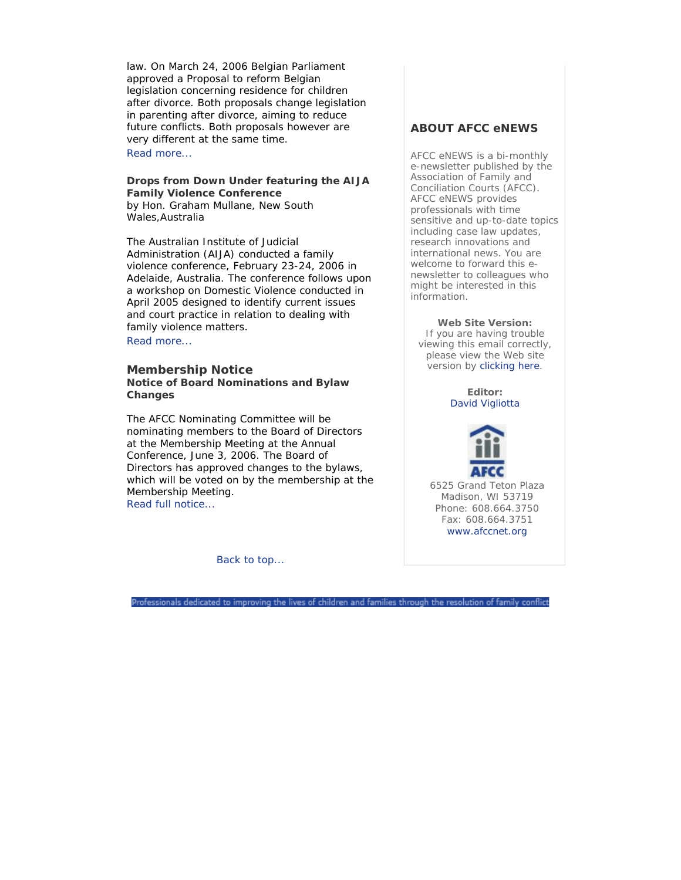law. On March 24, 2006 Belgian Parliament approved a Proposal to reform Belgian legislation concerning residence for children after divorce. Both proposals change legislation in parenting after divorce, aiming to reduce future conflicts. Both proposals however are very different at the same time.

Read more...

**Drops from Down Under featuring the AIJA Family Violence Conference**
by Hon. Graham Mullane, New South Wales,Australia

The Australian Institute of Judicial Administration (AIJA) conducted a family violence conference, February 23-24, 2006 in Adelaide, Australia. The conference follows upon a workshop on Domestic Violence conducted in April 2005 designed to identify current issues and court practice in relation to dealing with family violence matters.

Read more...

## Membership Notice

**Notice of Board Nominations and Bylaw Changes**

The AFCC Nominating Committee will be nominating members to the Board of Directors at the Membership Meeting at the Annual Conference, June 3, 2006. The Board of Directors has approved changes to the bylaws, which will be voted on by the membership at the Membership Meeting.

Read full notice...

Back to top...

## ABOUT AFCC eNEWS

AFCC eNEWS is a bi-monthly e-newsletter published by the Association of Family and Conciliation Courts (AFCC). AFCC eNEWS provides professionals with time sensitive and up-to-date topics including case law updates, research innovations and international news. You are welcome to forward this e-newsletter to colleagues who might be interested in this information.

**Web Site Version:**
If you are having trouble viewing this email correctly, please view the Web site version by clicking here.

**Editor:**
David Vigliotta

AFCC

6525 Grand Teton Plaza
Madison, WI 53719
Phone: 608.664.3750
Fax: 608.664.3751
www.afccnet.org

Professionals dedicated to improving the lives of children and families through the resolution of family conflict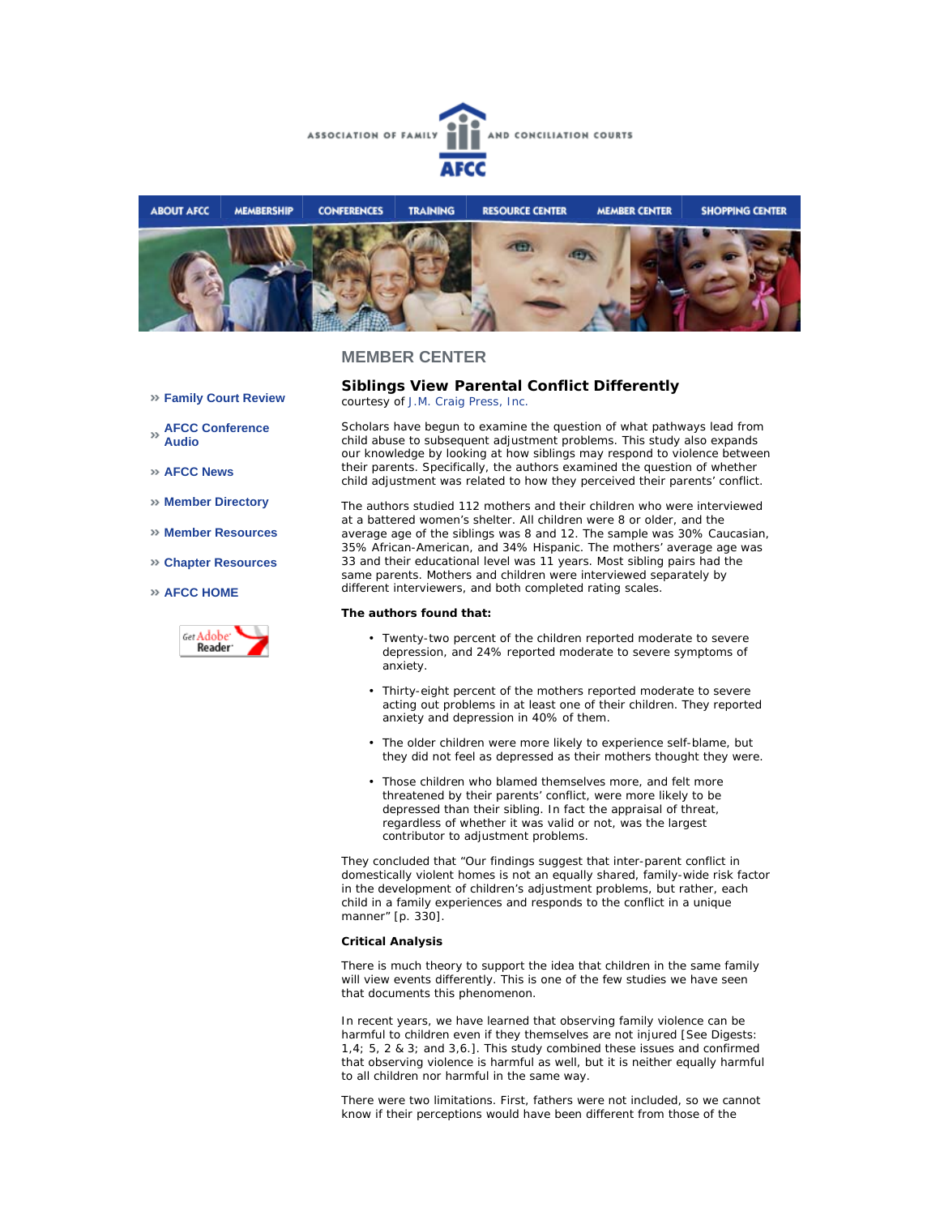ASSOCIATION OF FAMILY AND CONCILIATION COURTS

AFCC

ABOUT AFCC | MEMBERSHIP | CONFERENCES | TRAINING | RESOURCE CENTER | MEMBER CENTER | SHOPPING CENTER

- » Family Court Review
- » AFCC Conference Audio
- » AFCC News
- » Member Directory
- » Member Resources
- » Chapter Resources
- » AFCC HOME

Get Adobe Reader

## MEMBER CENTER

### Siblings View Parental Conflict Differently

courtesy of J.M. Craig Press, Inc.

Scholars have begun to examine the question of what pathways lead from child abuse to subsequent adjustment problems. This study also expands our knowledge by looking at how siblings may respond to violence between their parents. Specifically, the authors examined the question of whether child adjustment was related to how they perceived their parents' conflict.

The authors studied 112 mothers and their children who were interviewed at a battered women's shelter. All children were 8 or older, and the average age of the siblings was 8 and 12. The sample was 30% Caucasian, 35% African-American, and 34% Hispanic. The mothers' average age was 33 and their educational level was 11 years. Most sibling pairs had the same parents. Mothers and children were interviewed separately by different interviewers, and both completed rating scales.

**The authors found that:**

- Twenty-two percent of the children reported moderate to severe depression, and 24% reported moderate to severe symptoms of anxiety.
- Thirty-eight percent of the mothers reported moderate to severe acting out problems in at least one of their children. They reported anxiety and depression in 40% of them.
- The older children were more likely to experience self-blame, but they did not feel as depressed as their mothers thought they were.
- Those children who blamed themselves more, and felt more threatened by their parents' conflict, were more likely to be depressed than their sibling. In fact the appraisal of threat, regardless of whether it was valid or not, was the largest contributor to adjustment problems.

They concluded that "Our findings suggest that inter-parent conflict in domestically violent homes is not an equally shared, family-wide risk factor in the development of children's adjustment problems, but rather, each child in a family experiences and responds to the conflict in a unique manner" [p. 330].

**Critical Analysis**

There is much theory to support the idea that children in the same family will view events differently. This is one of the few studies we have seen that documents this phenomenon.

In recent years, we have learned that observing family violence can be harmful to children even if they themselves are not injured [See Digests: 1,4; 5, 2 & 3; and 3,6.]. This study combined these issues and confirmed that observing violence is harmful as well, but it is neither equally harmful to all children nor harmful in the same way.

There were two limitations. First, fathers were not included, so we cannot know if their perceptions would have been different from those of the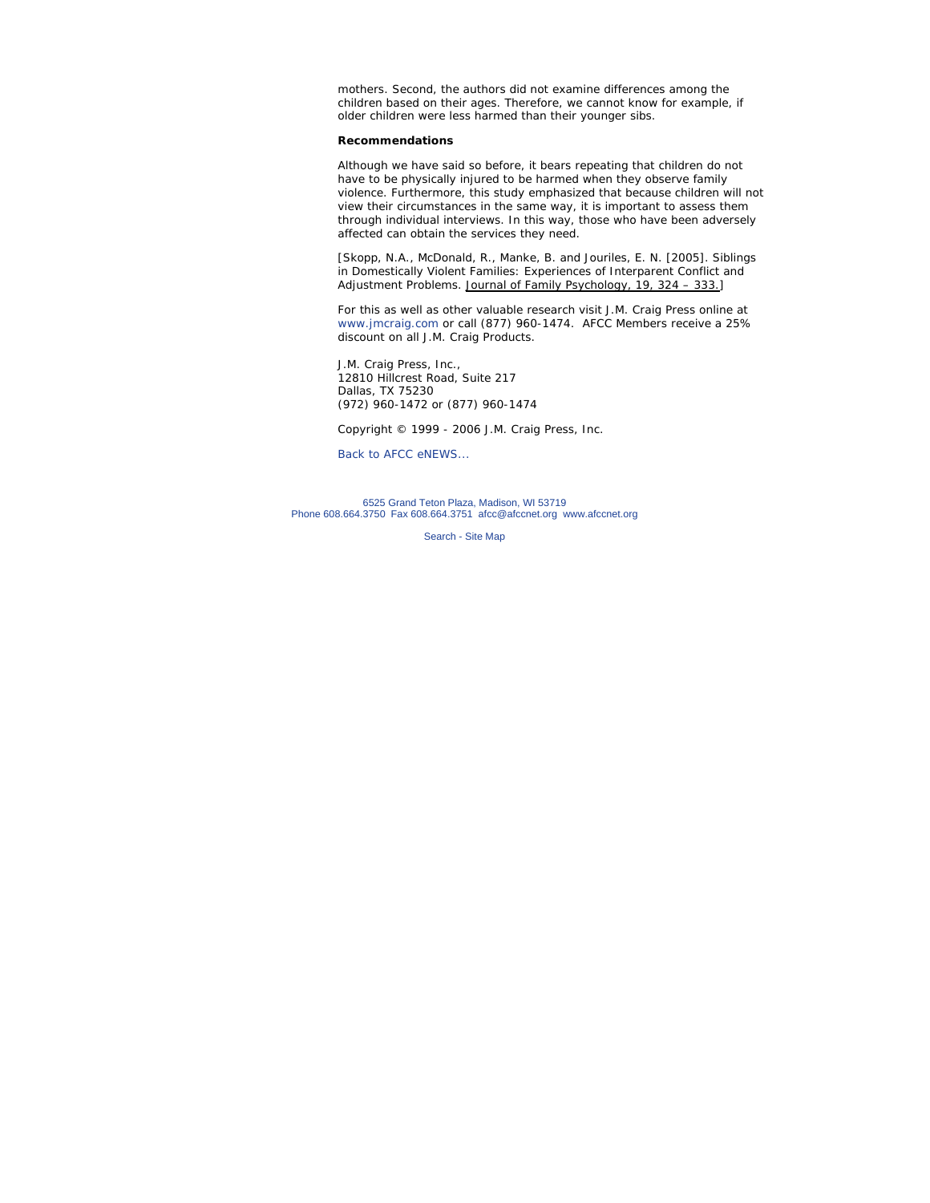mothers. Second, the authors did not examine differences among the children based on their ages. Therefore, we cannot know for example, if older children were less harmed than their younger sibs.

**Recommendations**

Although we have said so before, it bears repeating that children do not have to be physically injured to be harmed when they observe family violence. Furthermore, this study emphasized that because children will not view their circumstances in the same way, it is important to assess them through individual interviews. In this way, those who have been adversely affected can obtain the services they need.

[Skopp, N.A., McDonald, R., Manke, B. and Jouriles, E. N. [2005]. Siblings in Domestically Violent Families: Experiences of Interparent Conflict and Adjustment Problems. Journal of Family Psychology, 19, 324 – 333.]

For this as well as other valuable research visit J.M. Craig Press online at www.jmcraig.com or call (877) 960-1474.  AFCC Members receive a 25% discount on all J.M. Craig Products.

J.M. Craig Press, Inc.,
12810 Hillcrest Road, Suite 217
Dallas, TX 75230
(972) 960-1472 or (877) 960-1474

Copyright © 1999 - 2006 J.M. Craig Press, Inc.

Back to AFCC eNEWS...

6525 Grand Teton Plaza, Madison, WI 53719
Phone 608.664.3750  Fax 608.664.3751  afcc@afccnet.org  www.afccnet.org

Search - Site Map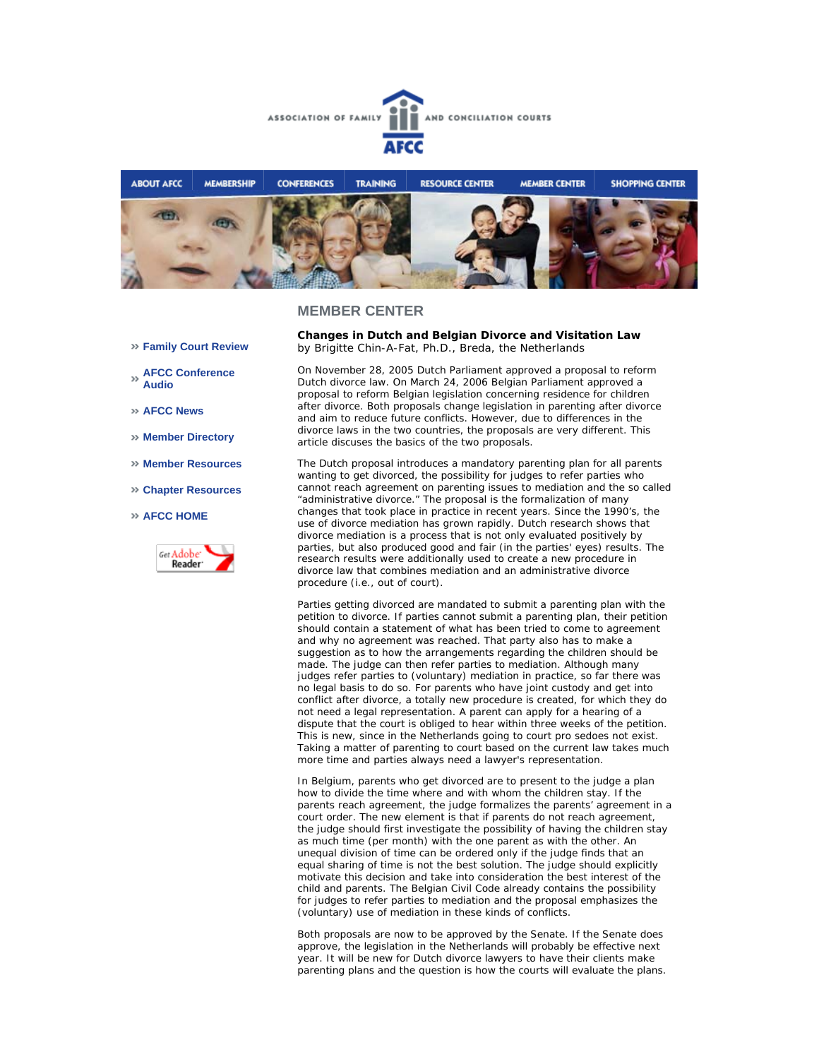ASSOCIATION OF FAMILY AND CONCILIATION COURTS

AFCC

ABOUT AFCC | MEMBERSHIP | CONFERENCES | TRAINING | RESOURCE CENTER | MEMBER CENTER | SHOPPING CENTER

## MEMBER CENTER

- » Family Court Review
- » AFCC Conference Audio
- » AFCC News
- » Member Directory
- » Member Resources
- » Chapter Resources
- » AFCC HOME

Get Adobe Reader

**Changes in Dutch and Belgian Divorce and Visitation Law**
by Brigitte Chin-A-Fat, Ph.D., Breda, the Netherlands

On November 28, 2005 Dutch Parliament approved a proposal to reform Dutch divorce law. On March 24, 2006 Belgian Parliament approved a proposal to reform Belgian legislation concerning residence for children after divorce. Both proposals change legislation in parenting after divorce and aim to reduce future conflicts. However, due to differences in the divorce laws in the two countries, the proposals are very different. This article discusses the basics of the two proposals.

The Dutch proposal introduces a mandatory parenting plan for all parents wanting to get divorced, the possibility for judges to refer parties who cannot reach agreement on parenting issues to mediation and the so called "administrative divorce." The proposal is the formalization of many changes that took place in practice in recent years. Since the 1990's, the use of divorce mediation has grown rapidly. Dutch research shows that divorce mediation is a process that is not only evaluated positively by parties, but also produced good and fair (in the parties' eyes) results. The research results were additionally used to create a new procedure in divorce law that combines mediation and an administrative divorce procedure (i.e., out of court).

Parties getting divorced are mandated to submit a parenting plan with the petition to divorce. If parties cannot submit a parenting plan, their petition should contain a statement of what has been tried to come to agreement and why no agreement was reached. That party also has to make a suggestion as to how the arrangements regarding the children should be made. The judge can then refer parties to mediation. Although many judges refer parties to (voluntary) mediation in practice, so far there was no legal basis to do so. For parents who have joint custody and get into conflict after divorce, a totally new procedure is created, for which they do not need a legal representation. A parent can apply for a hearing of a dispute that the court is obliged to hear within three weeks of the petition. This is new, since in the Netherlands going to court pro sedoes not exist. Taking a matter of parenting to court based on the current law takes much more time and parties always need a lawyer's representation.

In Belgium, parents who get divorced are to present to the judge a plan how to divide the time where and with whom the children stay. If the parents reach agreement, the judge formalizes the parents' agreement in a court order. The new element is that if parents do not reach agreement, the judge should first investigate the possibility of having the children stay as much time (per month) with the one parent as with the other. An unequal division of time can be ordered only if the judge finds that an equal sharing of time is not the best solution. The judge should explicitly motivate this decision and take into consideration the best interest of the child and parents. The Belgian Civil Code already contains the possibility for judges to refer parties to mediation and the proposal emphasizes the (voluntary) use of mediation in these kinds of conflicts.

Both proposals are now to be approved by the Senate. If the Senate does approve, the legislation in the Netherlands will probably be effective next year. It will be new for Dutch divorce lawyers to have their clients make parenting plans and the question is how the courts will evaluate the plans.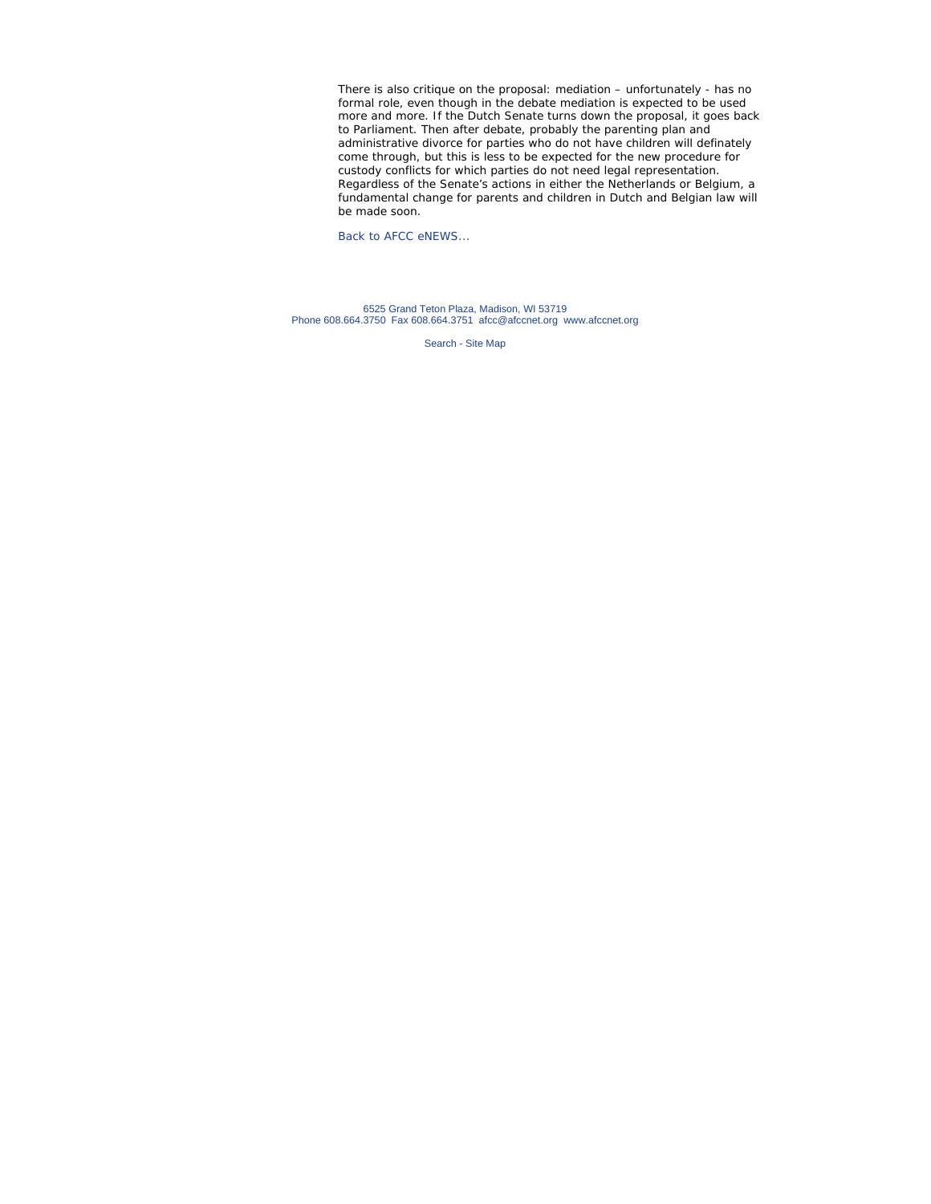There is also critique on the proposal: mediation – unfortunately - has no formal role, even though in the debate mediation is expected to be used more and more. If the Dutch Senate turns down the proposal, it goes back to Parliament. Then after debate, probably the parenting plan and administrative divorce for parties who do not have children will definately come through, but this is less to be expected for the new procedure for custody conflicts for which parties do not need legal representation. Regardless of the Senate's actions in either the Netherlands or Belgium, a fundamental change for parents and children in Dutch and Belgian law will be made soon.

Back to AFCC eNEWS...

6525 Grand Teton Plaza, Madison, WI 53719
Phone 608.664.3750 Fax 608.664.3751 afcc@afccnet.org www.afccnet.org

Search - Site Map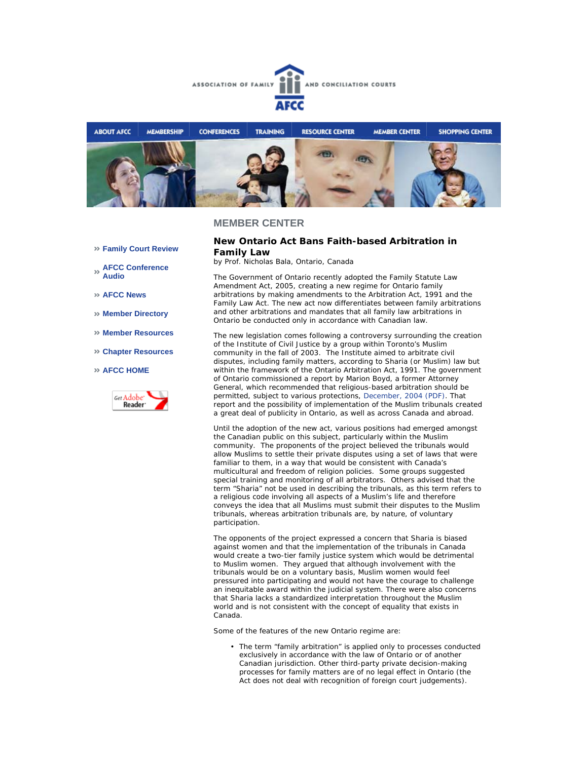ASSOCIATION OF FAMILY AND CONCILIATION COURTS

AFCC

ABOUT AFCC | MEMBERSHIP | CONFERENCES | TRAINING | RESOURCE CENTER | MEMBER CENTER | SHOPPING CENTER

## MEMBER CENTER

- Family Court Review
- AFCC Conference Audio
- AFCC News
- Member Directory
- Member Resources
- Chapter Resources
- AFCC HOME

### New Ontario Act Bans Faith-based Arbitration in Family Law

by Prof. Nicholas Bala, Ontario, Canada

The Government of Ontario recently adopted the Family Statute Law Amendment Act, 2005, creating a new regime for Ontario family arbitrations by making amendments to the Arbitration Act, 1991 and the Family Law Act. The new act now differentiates between family arbitrations and other arbitrations and mandates that all family law arbitrations in Ontario be conducted only in accordance with Canadian law.

The new legislation comes following a controversy surrounding the creation of the Institute of Civil Justice by a group within Toronto's Muslim community in the fall of 2003. The Institute aimed to arbitrate civil disputes, including family matters, according to Sharia (or Muslim) law but within the framework of the Ontario Arbitration Act, 1991. The government of Ontario commissioned a report by Marion Boyd, a former Attorney General, which recommended that religious-based arbitration should be permitted, subject to various protections, December, 2004 (PDF). That report and the possibility of implementation of the Muslim tribunals created a great deal of publicity in Ontario, as well as across Canada and abroad.

Until the adoption of the new act, various positions had emerged amongst the Canadian public on this subject, particularly within the Muslim community. The proponents of the project believed the tribunals would allow Muslims to settle their private disputes using a set of laws that were familiar to them, in a way that would be consistent with Canada's multicultural and freedom of religion policies. Some groups suggested special training and monitoring of all arbitrators. Others advised that the term "Sharia" not be used in describing the tribunals, as this term refers to a religious code involving all aspects of a Muslim's life and therefore conveys the idea that all Muslims must submit their disputes to the Muslim tribunals, whereas arbitration tribunals are, by nature, of voluntary participation.

The opponents of the project expressed a concern that Sharia is biased against women and that the implementation of the tribunals in Canada would create a two-tier family justice system which would be detrimental to Muslim women. They argued that although involvement with the tribunals would be on a voluntary basis, Muslim women would feel pressured into participating and would not have the courage to challenge an inequitable award within the judicial system. There were also concerns that Sharia lacks a standardized interpretation throughout the Muslim world and is not consistent with the concept of equality that exists in Canada.

Some of the features of the new Ontario regime are:

- The term "family arbitration" is applied only to processes conducted exclusively in accordance with the law of Ontario or of another Canadian jurisdiction. Other third-party private decision-making processes for family matters are of no legal effect in Ontario (the Act does not deal with recognition of foreign court judgements).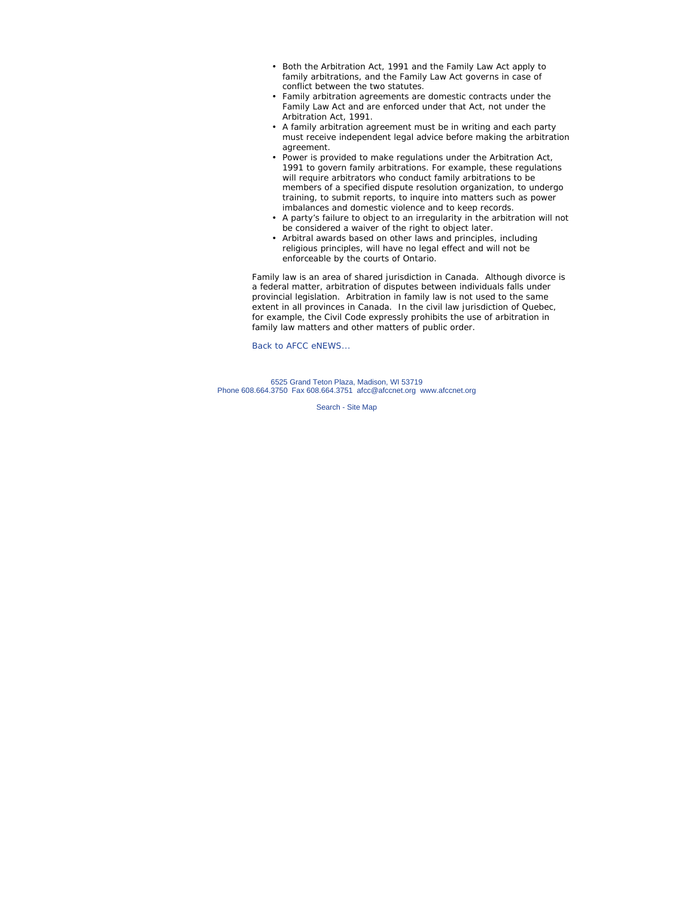- Both the Arbitration Act, 1991 and the Family Law Act apply to family arbitrations, and the Family Law Act governs in case of conflict between the two statutes.
- Family arbitration agreements are domestic contracts under the Family Law Act and are enforced under that Act, not under the Arbitration Act, 1991.
- A family arbitration agreement must be in writing and each party must receive independent legal advice before making the arbitration agreement.
- Power is provided to make regulations under the Arbitration Act, 1991 to govern family arbitrations. For example, these regulations will require arbitrators who conduct family arbitrations to be members of a specified dispute resolution organization, to undergo training, to submit reports, to inquire into matters such as power imbalances and domestic violence and to keep records.
- A party's failure to object to an irregularity in the arbitration will not be considered a waiver of the right to object later.
- Arbitral awards based on other laws and principles, including religious principles, will have no legal effect and will not be enforceable by the courts of Ontario.

Family law is an area of shared jurisdiction in Canada. Although divorce is a federal matter, arbitration of disputes between individuals falls under provincial legislation. Arbitration in family law is not used to the same extent in all provinces in Canada. In the civil law jurisdiction of Quebec, for example, the Civil Code expressly prohibits the use of arbitration in family law matters and other matters of public order.

Back to AFCC eNEWS...

6525 Grand Teton Plaza, Madison, WI 53719
Phone 608.664.3750 Fax 608.664.3751 afcc@afccnet.org www.afccnet.org

Search - Site Map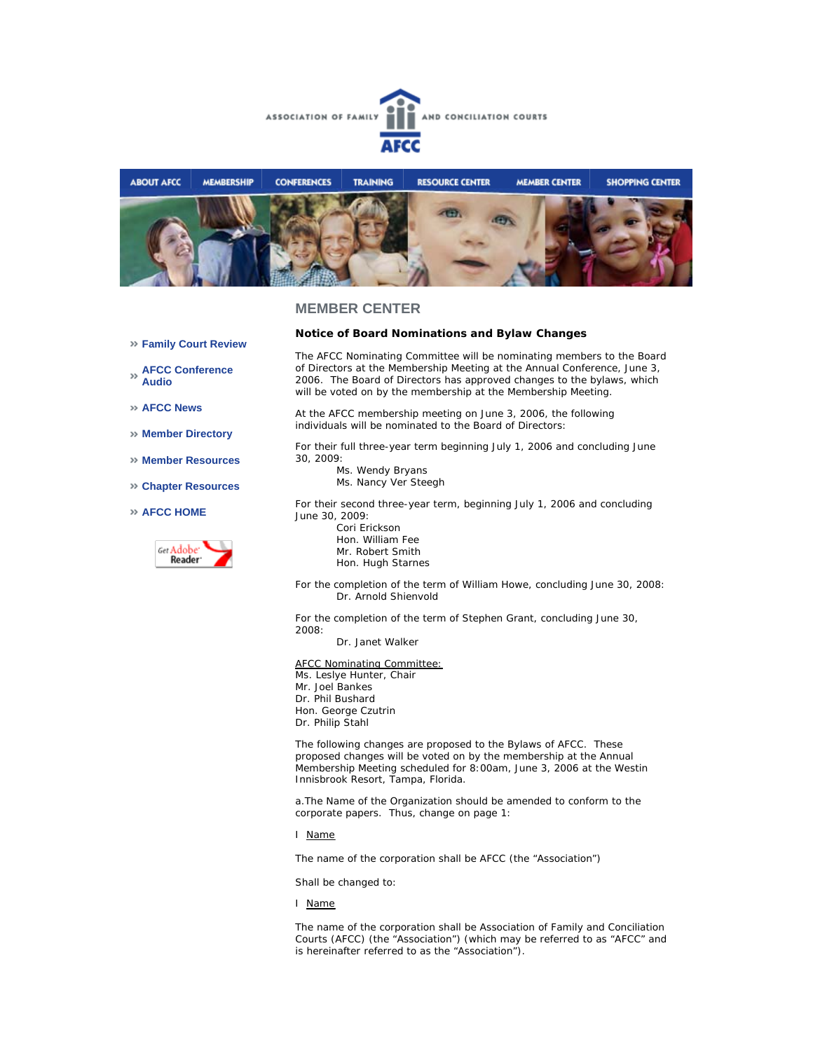ASSOCIATION OF FAMILY AND CONCILIATION COURTS

AFCC

ABOUT AFCC | MEMBERSHIP | CONFERENCES | TRAINING | RESOURCE CENTER | MEMBER CENTER | SHOPPING CENTER

» Family Court Review

» AFCC Conference Audio

» AFCC News

» Member Directory

» Member Resources

» Chapter Resources

» AFCC HOME

## MEMBER CENTER

### Notice of Board Nominations and Bylaw Changes

The AFCC Nominating Committee will be nominating members to the Board of Directors at the Membership Meeting at the Annual Conference, June 3, 2006. The Board of Directors has approved changes to the bylaws, which will be voted on by the membership at the Membership Meeting.

At the AFCC membership meeting on June 3, 2006, the following individuals will be nominated to the Board of Directors:

For their full three-year term beginning July 1, 2006 and concluding June 30, 2009:

Ms. Wendy Bryans
Ms. Nancy Ver Steegh

For their second three-year term, beginning July 1, 2006 and concluding June 30, 2009:

Cori Erickson
Hon. William Fee
Mr. Robert Smith
Hon. Hugh Starnes

For the completion of the term of William Howe, concluding June 30, 2008:

Dr. Arnold Shienvold

For the completion of the term of Stephen Grant, concluding June 30, 2008:

Dr. Janet Walker

AFCC Nominating Committee:
Ms. Leslye Hunter, Chair
Mr. Joel Bankes
Dr. Phil Bushard
Hon. George Czutrin
Dr. Philip Stahl

The following changes are proposed to the Bylaws of AFCC. These proposed changes will be voted on by the membership at the Annual Membership Meeting scheduled for 8:00am, June 3, 2006 at the Westin Innisbrook Resort, Tampa, Florida.

a.The Name of the Organization should be amended to conform to the corporate papers. Thus, change on page 1:

I Name

The name of the corporation shall be AFCC (the "Association")

Shall be changed to:

I Name

The name of the corporation shall be Association of Family and Conciliation Courts (AFCC) (the "Association") (which may be referred to as "AFCC" and is hereinafter referred to as the "Association").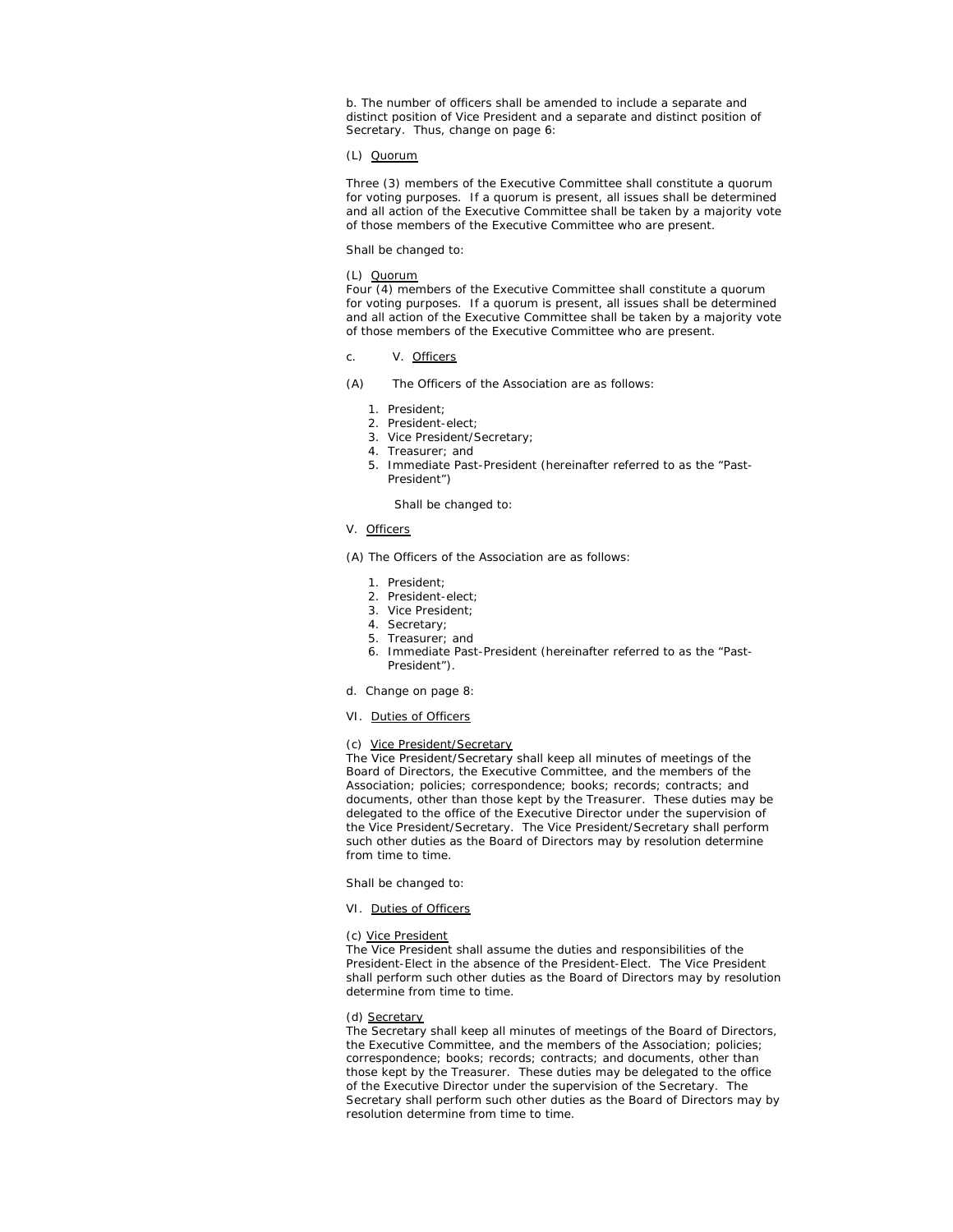b. The number of officers shall be amended to include a separate and distinct position of Vice President and a separate and distinct position of Secretary. Thus, change on page 6:

(L) Quorum

Three (3) members of the Executive Committee shall constitute a quorum for voting purposes. If a quorum is present, all issues shall be determined and all action of the Executive Committee shall be taken by a majority vote of those members of the Executive Committee who are present.

Shall be changed to:

(L) Quorum
Four (4) members of the Executive Committee shall constitute a quorum for voting purposes. If a quorum is present, all issues shall be determined and all action of the Executive Committee shall be taken by a majority vote of those members of the Executive Committee who are present.

c. V. Officers

(A) The Officers of the Association are as follows:

1. President;
2. President-elect;
3. Vice President/Secretary;
4. Treasurer; and
5. Immediate Past-President (hereinafter referred to as the "Past-President")

Shall be changed to:

V. Officers

(A) The Officers of the Association are as follows:

1. President;
2. President-elect;
3. Vice President;
4. Secretary;
5. Treasurer; and
6. Immediate Past-President (hereinafter referred to as the "Past-President").

d. Change on page 8:

VI. Duties of Officers

(c) Vice President/Secretary
The Vice President/Secretary shall keep all minutes of meetings of the Board of Directors, the Executive Committee, and the members of the Association; policies; correspondence; books; records; contracts; and documents, other than those kept by the Treasurer. These duties may be delegated to the office of the Executive Director under the supervision of the Vice President/Secretary. The Vice President/Secretary shall perform such other duties as the Board of Directors may by resolution determine from time to time.

Shall be changed to:

VI. Duties of Officers

(c) Vice President
The Vice President shall assume the duties and responsibilities of the President-Elect in the absence of the President-Elect. The Vice President shall perform such other duties as the Board of Directors may by resolution determine from time to time.

(d) Secretary
The Secretary shall keep all minutes of meetings of the Board of Directors, the Executive Committee, and the members of the Association; policies; correspondence; books; records; contracts; and documents, other than those kept by the Treasurer. These duties may be delegated to the office of the Executive Director under the supervision of the Secretary. The Secretary shall perform such other duties as the Board of Directors may by resolution determine from time to time.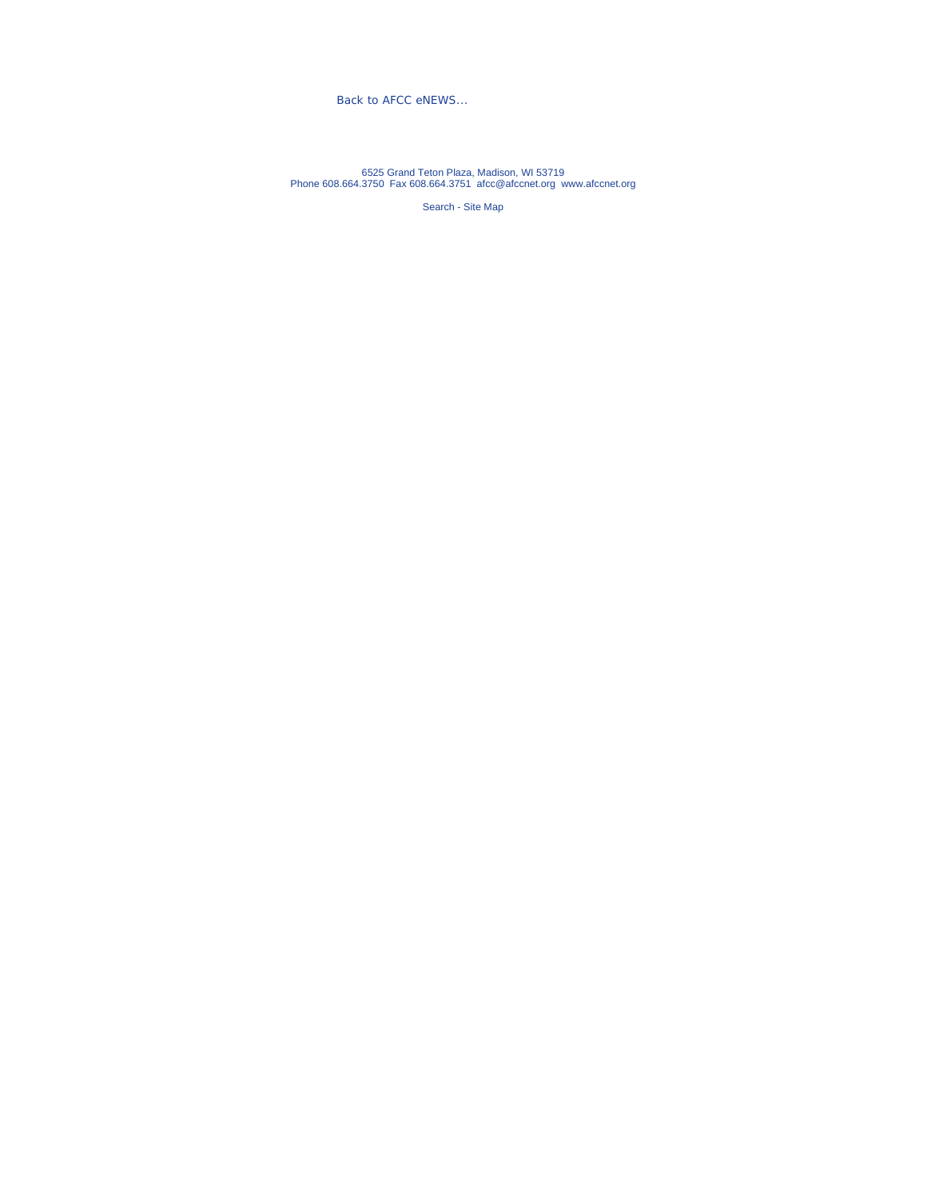Back to AFCC eNEWS...

6525 Grand Teton Plaza, Madison, WI 53719
Phone 608.664.3750 Fax 608.664.3751 afcc@afccnet.org www.afccnet.org

Search - Site Map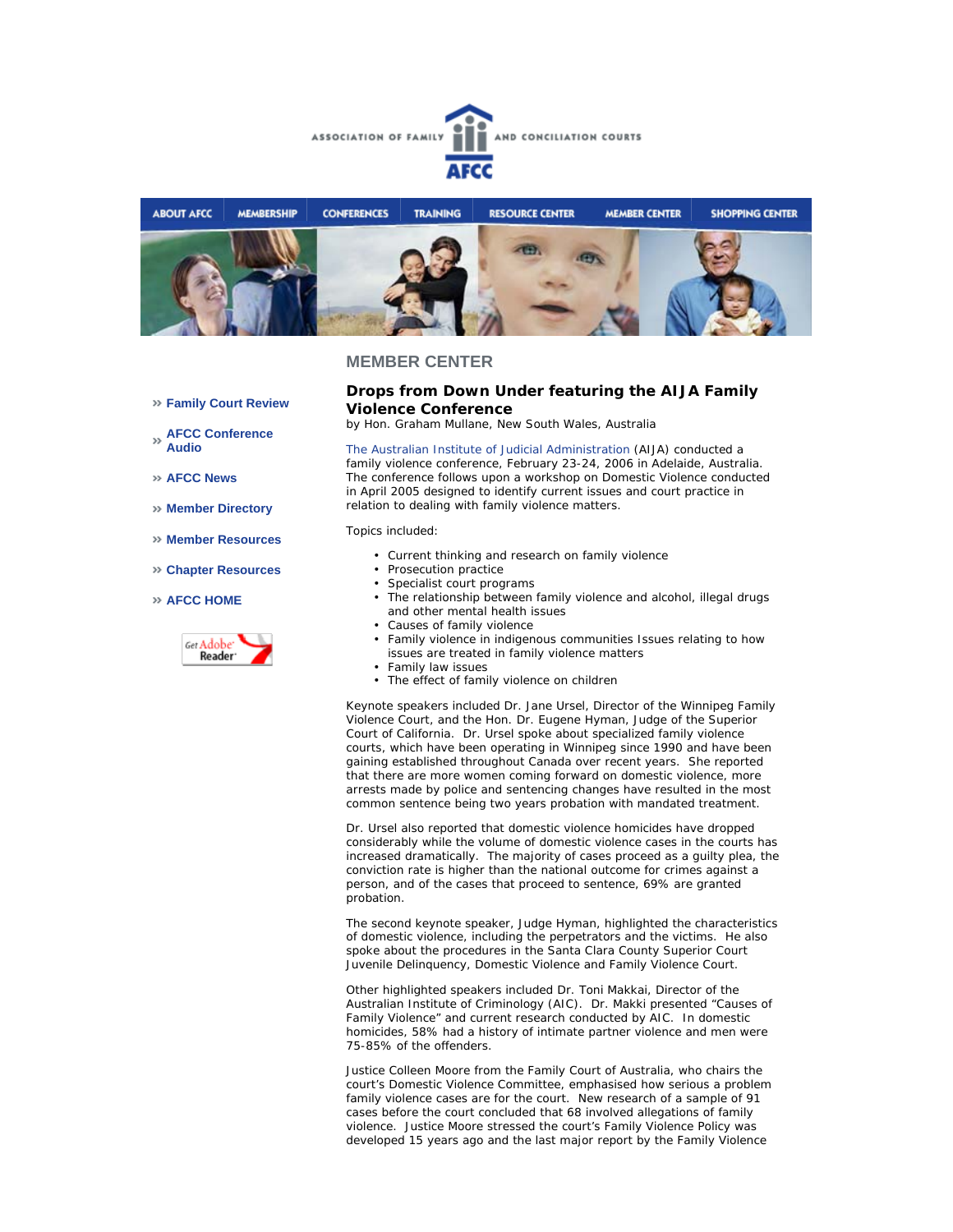ASSOCIATION OF FAMILY AND CONCILIATION COURTS

AFCC

ABOUT AFCC | MEMBERSHIP | CONFERENCES | TRAINING | RESOURCE CENTER | MEMBER CENTER | SHOPPING CENTER

» Family Court Review

» AFCC Conference Audio

» AFCC News

» Member Directory

» Member Resources

» Chapter Resources

» AFCC HOME

## MEMBER CENTER

### Drops from Down Under featuring the AIJA Family Violence Conference

by Hon. Graham Mullane, New South Wales, Australia

The Australian Institute of Judicial Administration (AIJA) conducted a family violence conference, February 23-24, 2006 in Adelaide, Australia. The conference follows upon a workshop on Domestic Violence conducted in April 2005 designed to identify current issues and court practice in relation to dealing with family violence matters.

Topics included:

- Current thinking and research on family violence
- Prosecution practice
- Specialist court programs
- The relationship between family violence and alcohol, illegal drugs and other mental health issues
- Causes of family violence
- Family violence in indigenous communities Issues relating to how issues are treated in family violence matters
- Family law issues
- The effect of family violence on children

Keynote speakers included Dr. Jane Ursel, Director of the Winnipeg Family Violence Court, and the Hon. Dr. Eugene Hyman, Judge of the Superior Court of California. Dr. Ursel spoke about specialized family violence courts, which have been operating in Winnipeg since 1990 and have been gaining established throughout Canada over recent years. She reported that there are more women coming forward on domestic violence, more arrests made by police and sentencing changes have resulted in the most common sentence being two years probation with mandated treatment.

Dr. Ursel also reported that domestic violence homicides have dropped considerably while the volume of domestic violence cases in the courts has increased dramatically. The majority of cases proceed as a guilty plea, the conviction rate is higher than the national outcome for crimes against a person, and of the cases that proceed to sentence, 69% are granted probation.

The second keynote speaker, Judge Hyman, highlighted the characteristics of domestic violence, including the perpetrators and the victims. He also spoke about the procedures in the Santa Clara County Superior Court Juvenile Delinquency, Domestic Violence and Family Violence Court.

Other highlighted speakers included Dr. Toni Makkai, Director of the Australian Institute of Criminology (AIC). Dr. Makki presented "Causes of Family Violence" and current research conducted by AIC. In domestic homicides, 58% had a history of intimate partner violence and men were 75-85% of the offenders.

Justice Colleen Moore from the Family Court of Australia, who chairs the court's Domestic Violence Committee, emphasised how serious a problem family violence cases are for the court. New research of a sample of 91 cases before the court concluded that 68 involved allegations of family violence. Justice Moore stressed the court's Family Violence Policy was developed 15 years ago and the last major report by the Family Violence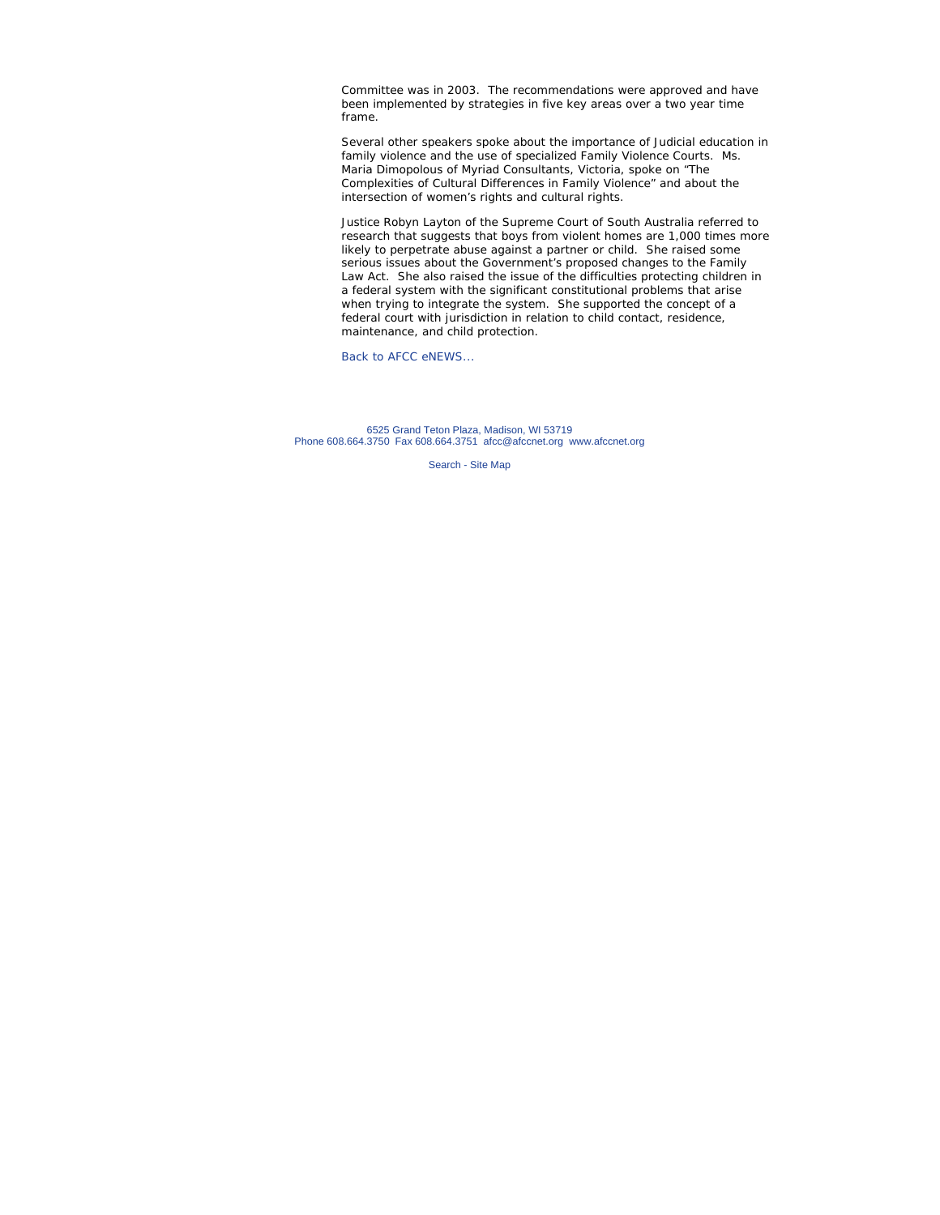Committee was in 2003. The recommendations were approved and have been implemented by strategies in five key areas over a two year time frame.

Several other speakers spoke about the importance of Judicial education in family violence and the use of specialized Family Violence Courts. Ms. Maria Dimopolous of Myriad Consultants, Victoria, spoke on "The Complexities of Cultural Differences in Family Violence" and about the intersection of women's rights and cultural rights.

Justice Robyn Layton of the Supreme Court of South Australia referred to research that suggests that boys from violent homes are 1,000 times more likely to perpetrate abuse against a partner or child. She raised some serious issues about the Government's proposed changes to the Family Law Act. She also raised the issue of the difficulties protecting children in a federal system with the significant constitutional problems that arise when trying to integrate the system. She supported the concept of a federal court with jurisdiction in relation to child contact, residence, maintenance, and child protection.

Back to AFCC eNEWS...

6525 Grand Teton Plaza, Madison, WI 53719
Phone 608.664.3750 Fax 608.664.3751 afcc@afccnet.org www.afccnet.org

Search - Site Map